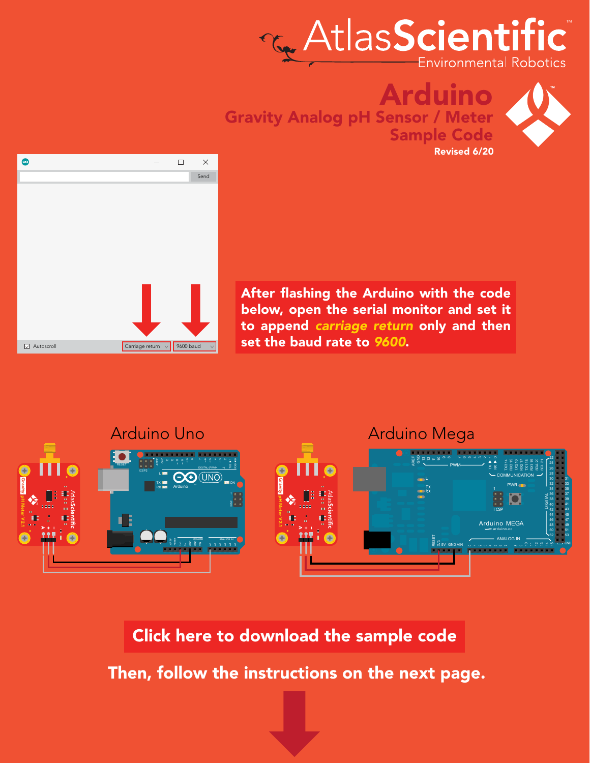# Arduino

## Gravity Analog pH Sensor / Meter Sample Code

Revised 6/20

After flashing the Arduino with the code below, open the serial monitor and set it to append ***carriage return*** only and then set the baud rate to ***9600***.

Arduino Uno

Arduino Mega

**Click here to download the sample code**

**Then, follow the instructions on the next page.**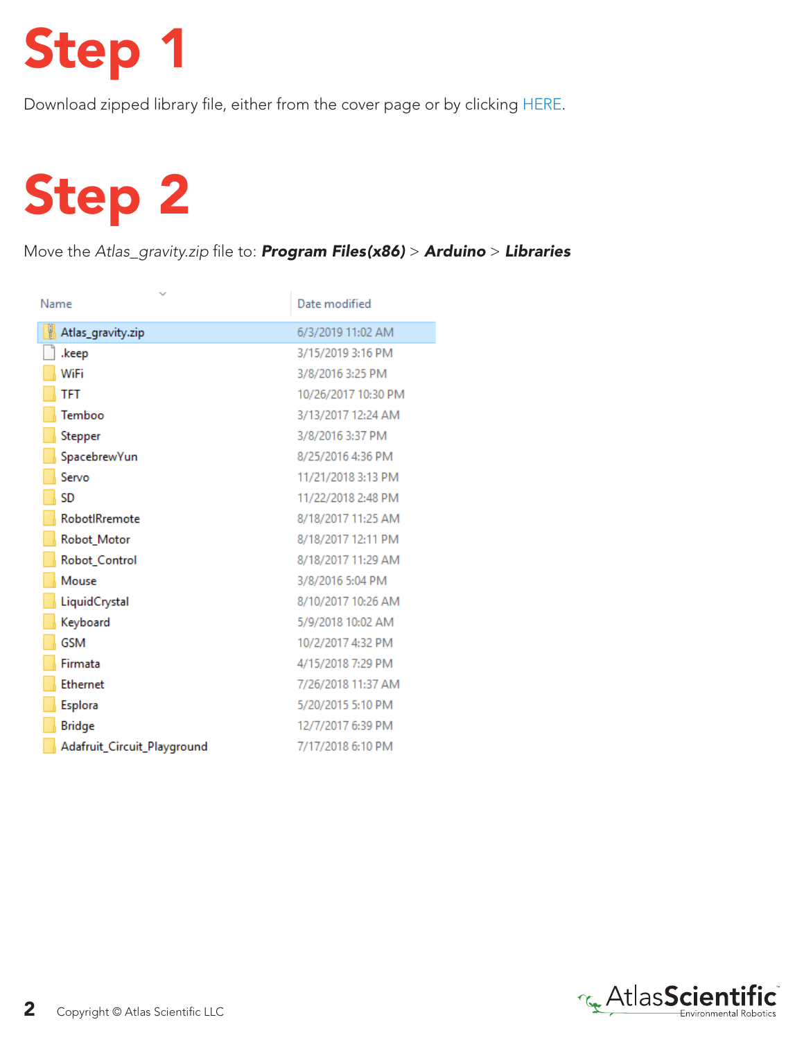# Step 1

Download zipped library file, either from the cover page or by clicking HERE.

# Step 2

Move the *Atlas_gravity.zip* file to: ***Program Files(x86)*** > ***Arduino*** > ***Libraries***

| Name | Date modified |
|---|---|
| Atlas_gravity.zip | 6/3/2019 11:02 AM |
| .keep | 3/15/2019 3:16 PM |
| WiFi | 3/8/2016 3:25 PM |
| TFT | 10/26/2017 10:30 PM |
| Temboo | 3/13/2017 12:24 AM |
| Stepper | 3/8/2016 3:37 PM |
| SpacebrewYun | 8/25/2016 4:36 PM |
| Servo | 11/21/2018 3:13 PM |
| SD | 11/22/2018 2:48 PM |
| RobotIRremote | 8/18/2017 11:25 AM |
| Robot_Motor | 8/18/2017 12:11 PM |
| Robot_Control | 8/18/2017 11:29 AM |
| Mouse | 3/8/2016 5:04 PM |
| LiquidCrystal | 8/10/2017 10:26 AM |
| Keyboard | 5/9/2018 10:02 AM |
| GSM | 10/2/2017 4:32 PM |
| Firmata | 4/15/2018 7:29 PM |
| Ethernet | 7/26/2018 11:37 AM |
| Esplora | 5/20/2015 5:10 PM |
| Bridge | 12/7/2017 6:39 PM |
| Adafruit_Circuit_Playground | 7/17/2018 6:10 PM |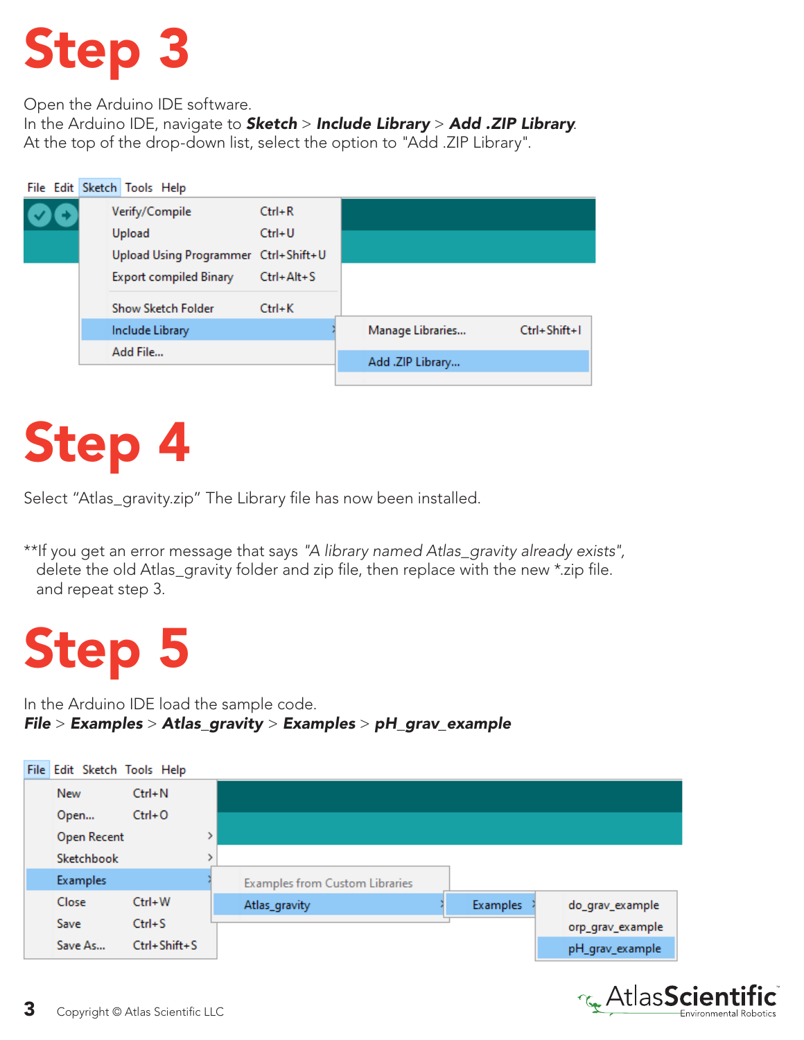# Step 3

Open the Arduino IDE software.
In the Arduino IDE, navigate to ***Sketch*** > ***Include Library*** > ***Add .ZIP Library***.
At the top of the drop-down list, select the option to "Add .ZIP Library".

File Edit Sketch Tools Help

Verify/Compile Ctrl+R
Upload Ctrl+U
Upload Using Programmer Ctrl+Shift+U
Export compiled Binary Ctrl+Alt+S
Show Sketch Folder Ctrl+K
Include Library
Add File...

Manage Libraries... Ctrl+Shift+I
Add .ZIP Library...

# Step 4

Select "Atlas_gravity.zip" The Library file has now been installed.

**If you get an error message that says *"A library named Atlas_gravity already exists"*, delete the old Atlas_gravity folder and zip file, then replace with the new *.zip file. and repeat step 3.

# Step 5

In the Arduino IDE load the sample code.
***File*** > ***Examples*** > ***Atlas_gravity*** > ***Examples*** > ***pH_grav_example***

File Edit Sketch Tools Help

New Ctrl+N
Open... Ctrl+O
Open Recent
Sketchbook
Examples
Close Ctrl+W
Save Ctrl+S
Save As... Ctrl+Shift+S

Examples from Custom Libraries
Atlas_gravity

Examples

do_grav_example
orp_grav_example
pH_grav_example

Copyright © Atlas Scientific LLC